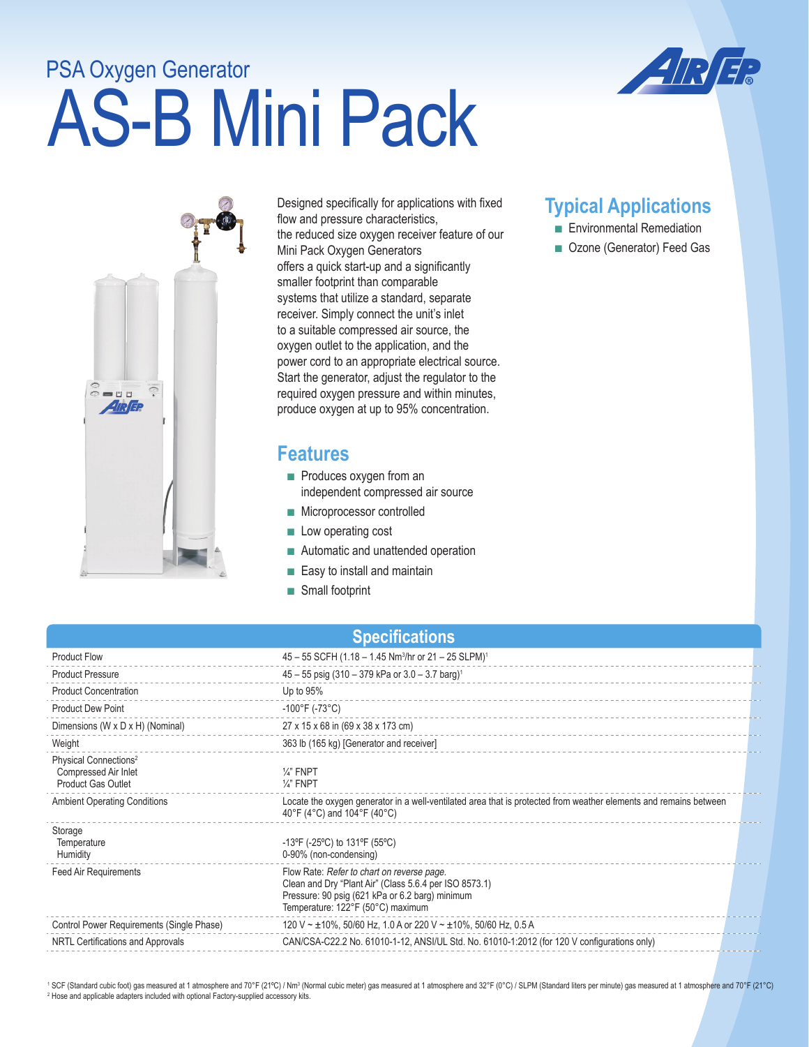PSA Oxygen Generator

# AS-B Mini Pack

Designed specifically for applications with fixed flow and pressure characteristics, the reduced size oxygen receiver feature of our Mini Pack Oxygen Generators offers a quick start-up and a significantly smaller footprint than comparable systems that utilize a standard, separate receiver. Simply connect the unit's inlet to a suitable compressed air source, the oxygen outlet to the application, and the power cord to an appropriate electrical source. Start the generator, adjust the regulator to the required oxygen pressure and within minutes, produce oxygen at up to 95% concentration.

## Typical Applications

- Environmental Remediation
- Ozone (Generator) Feed Gas

## Features

- Produces oxygen from an independent compressed air source
- Microprocessor controlled
- Low operating cost
- Automatic and unattended operation
- Easy to install and maintain
- Small footprint

## Specifications

| | |
|---|---|
| Product Flow | 45 – 55 SCFH (1.18 – 1.45 $Nm^3$/hr or 21 – 25 SLPM)[1] |
| Product Pressure | 45 – 55 psig (310 – 379 kPa or 3.0 – 3.7 barg)[1] |
| Product Concentration | Up to 95% |
| Product Dew Point | -100°F (-73°C) |
| Dimensions (W x D x H) (Nominal) | 27 x 15 x 68 in (69 x 38 x 173 cm) |
| Weight | 363 lb (165 kg) [Generator and receiver] |
| Physical Connections[2]<br>Compressed Air Inlet<br>Product Gas Outlet | <br>¼" FNPT<br>¼" FNPT |
| Ambient Operating Conditions | Locate the oxygen generator in a well-ventilated area that is protected from weather elements and remains between 40°F (4°C) and 104°F (40°C) |
| Storage<br>Temperature<br>Humidity | <br>-13ºF (-25ºC) to 131ºF (55ºC)<br>0-90% (non-condensing) |
| Feed Air Requirements | Flow Rate: *Refer to chart on reverse page.*<br>Clean and Dry "Plant Air" (Class 5.6.4 per ISO 8573.1)<br>Pressure: 90 psig (621 kPa or 6.2 barg) minimum<br>Temperature: 122°F (50°C) maximum |
| Control Power Requirements (Single Phase) | 120 V ~ ±10%, 50/60 Hz, 1.0 A or 220 V ~ ±10%, 50/60 Hz, 0.5 A |
| NRTL Certifications and Approvals | CAN/CSA-C22.2 No. 61010-1-12, ANSI/UL Std. No. 61010-1:2012 (for 120 V configurations only) |

[1] SCF (Standard cubic foot) gas measured at 1 atmosphere and 70°F (21ºC) / $Nm^3$ (Normal cubic meter) gas measured at 1 atmosphere and 32°F (0°C) / SLPM (Standard liters per minute) gas measured at 1 atmosphere and 70°F (21°C)

[2] Hose and applicable adapters included with optional Factory-supplied accessory kits.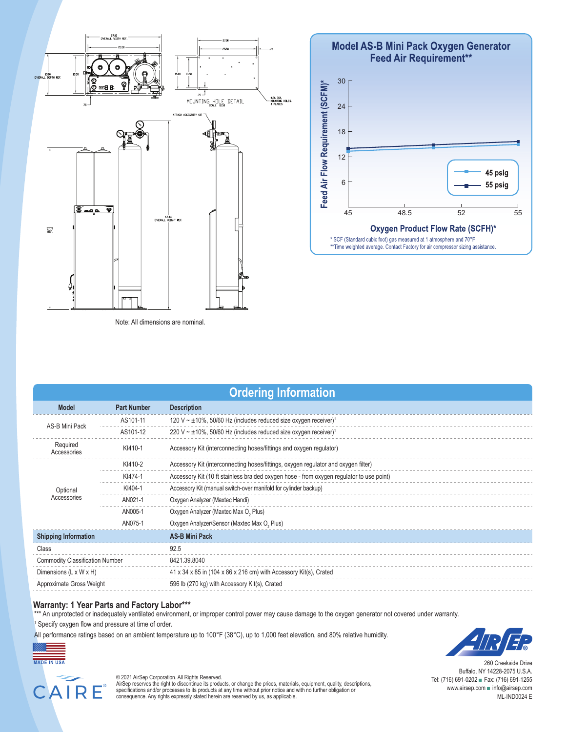27.00 OVERALL WIDTH REF.

25.50

15.00 OVERALL DEPTH REF.

13.50

.75

27.00

25.50

.75

15.00

13.50

.75

MOUNTING HOLE DETAIL
SCALE 0.150

#.56 DIA. MOUNTING HOLES 4 PLACES

ATTACH ACCESSORY KIT

57.77 REF.

67.44 OVERALL HEIGHT REF.

Note: All dimensions are nominal.

## Model AS-B Mini Pack Oxygen Generator Feed Air Requirement**

Feed Air Flow Requirement (SCFM)*

30
24
18
12
6

45
48.5
52
55

45 psig
55 psig

Oxygen Product Flow Rate (SCFH)*

\* SCF (Standard cubic foot) gas measured at 1 atmosphere and 70°F

**Time weighted average. Contact Factory for air compressor sizing assistance.

## Ordering Information

| Model | Part Number | Description |
|---|---|---|
| AS-B Mini Pack | AS101-11 | 120 V ~ ±10%, 50/60 Hz (includes reduced size oxygen receiver)[1] |
| | AS101-12 | 220 V ~ ±10%, 50/60 Hz (includes reduced size oxygen receiver)[1] |
| Required Accessories | KI410-1 | Accessory Kit (interconnecting hoses/fittings and oxygen regulator) |
| Optional Accessories | KI410-2 | Accessory Kit (interconnecting hoses/fittings, oxygen regulator and oxygen filter) |
| | KI474-1 | Accessory Kit (10 ft stainless braided oxygen hose - from oxygen regulator to use point) |
| | KI404-1 | Accessory Kit (manual switch-over manifold for cylinder backup) |
| | AN021-1 | Oxygen Analyzer (Maxtec Handi) |
| | AN005-1 | Oxygen Analyzer (Maxtec Max $O_2$ Plus) |
| | AN075-1 | Oxygen Analyzer/Sensor (Maxtec Max $O_2$ Plus) |

| Shipping Information | AS-B Mini Pack |
|---|---|
| Class | 92.5 |
| Commodity Classification Number | 8421.39.8040 |
| Dimensions (L x W x H) | 41 x 34 x 85 in (104 x 86 x 216 cm) with Accessory Kit(s), Crated |
| Approximate Gross Weight | 596 lb (270 kg) with Accessory Kit(s), Crated |

### Warranty: 1 Year Parts and Factory Labor***

*** An unprotected or inadequately ventilated environment, or improper control power may cause damage to the oxygen generator not covered under warranty.

[1] Specify oxygen flow and pressure at time of order.

All performance ratings based on an ambient temperature up to 100°F (38°C), up to 1,000 feet elevation, and 80% relative humidity.

MADE IN USA

CAIRE®

© 2021 AirSep Corporation. All Rights Reserved.
AirSep reserves the right to discontinue its products, or change the prices, materials, equipment, quality, descriptions, specifications and/or processes to its products at any time without prior notice and with no further obligation or consequence. Any rights expressly stated herein are reserved by us, as applicable.

AIRSEP®

260 Creekside Drive
Buffalo, NY 14228-2075 U.S.A.
Tel: (716) 691-0202 ■ Fax: (716) 691-1255
www.airsep.com ■ info@airsep.com
ML-IND0024 E